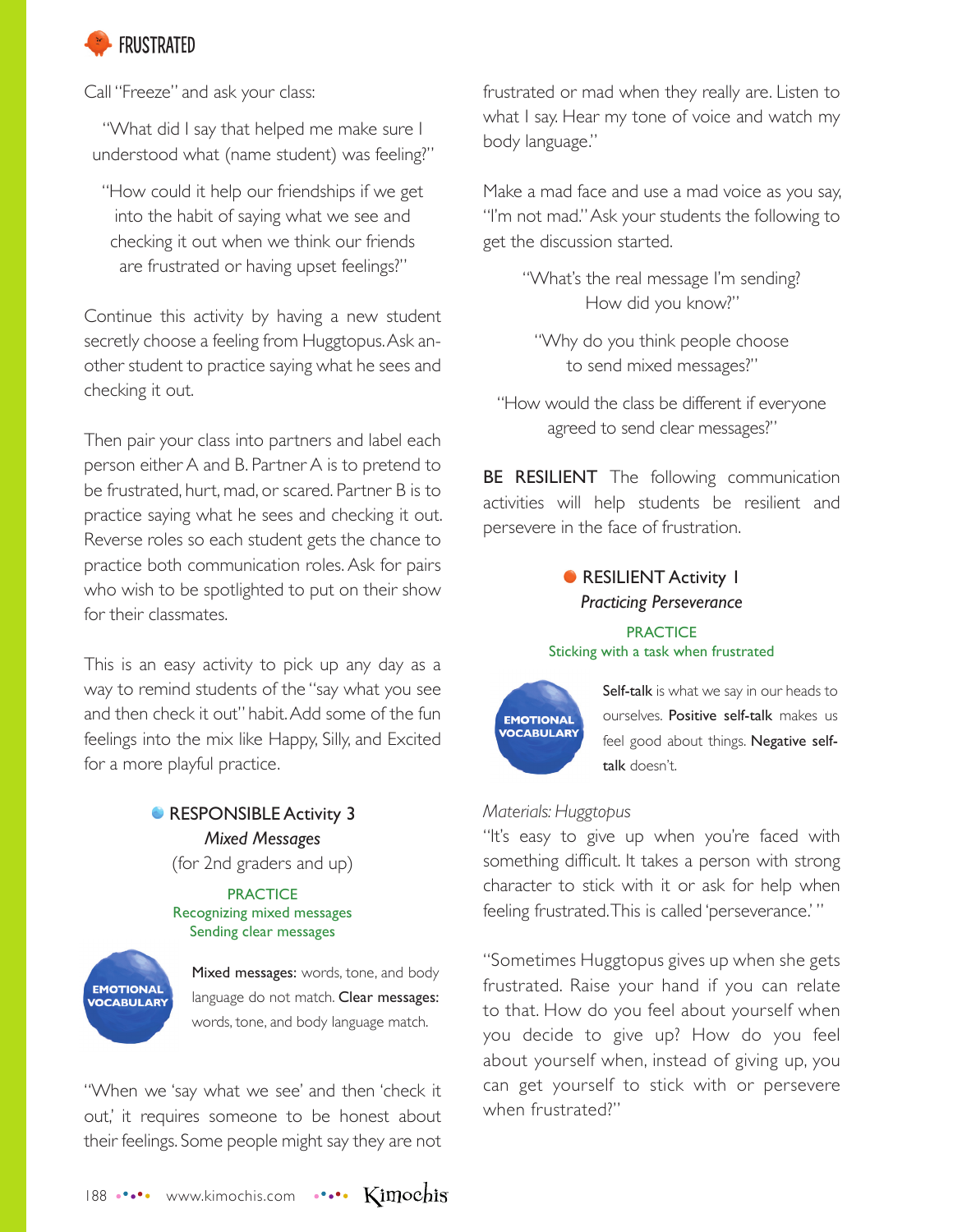## FRUSTRATED

Call "Freeze" and ask your class:

"What did I say that helped me make sure I understood what (name student) was feeling?"

"How could it help our friendships if we get into the habit of saying what we see and checking it out when we think our friends are frustrated or having upset feelings?"

Continue this activity by having a new student secretly choose a feeling from Huggtopus. Ask another student to practice saying what he sees and checking it out.

Then pair your class into partners and label each person either A and B. Partner A is to pretend to be frustrated, hurt, mad, or scared. Partner B is to practice saying what he sees and checking it out. Reverse roles so each student gets the chance to practice both communication roles. Ask for pairs who wish to be spotlighted to put on their show for their classmates.

This is an easy activity to pick up any day as a way to remind students of the "say what you see and then check it out" habit. Add some of the fun feelings into the mix like Happy, Silly, and Excited for a more playful practice.

### RESPONSIBLE Activity 3

*Mixed Messages*

(for 2nd graders and up)

PRACTICE
Recognizing mixed messages
Sending clear messages

EMOTIONAL VOCABULARY

**Mixed messages:** words, tone, and body language do not match. **Clear messages:** words, tone, and body language match.

"When we 'say what we see' and then 'check it out,' it requires someone to be honest about their feelings. Some people might say they are not frustrated or mad when they really are. Listen to what I say. Hear my tone of voice and watch my body language."

Make a mad face and use a mad voice as you say, "I'm not mad." Ask your students the following to get the discussion started.

"What's the real message I'm sending? How did you know?"

"Why do you think people choose to send mixed messages?"

"How would the class be different if everyone agreed to send clear messages?"

**BE RESILIENT** The following communication activities will help students be resilient and persevere in the face of frustration.

### RESILIENT Activity 1

*Practicing Perseverance*

PRACTICE
Sticking with a task when frustrated

EMOTIONAL VOCABULARY

**Self-talk** is what we say in our heads to ourselves. **Positive self-talk** makes us feel good about things. **Negative self-talk** doesn't.

*Materials: Huggtopus*

"It's easy to give up when you're faced with something difficult. It takes a person with strong character to stick with it or ask for help when feeling frustrated. This is called 'perseverance.' "

"Sometimes Huggtopus gives up when she gets frustrated. Raise your hand if you can relate to that. How do you feel about yourself when you decide to give up? How do you feel about yourself when, instead of giving up, you can get yourself to stick with or persevere when frustrated?"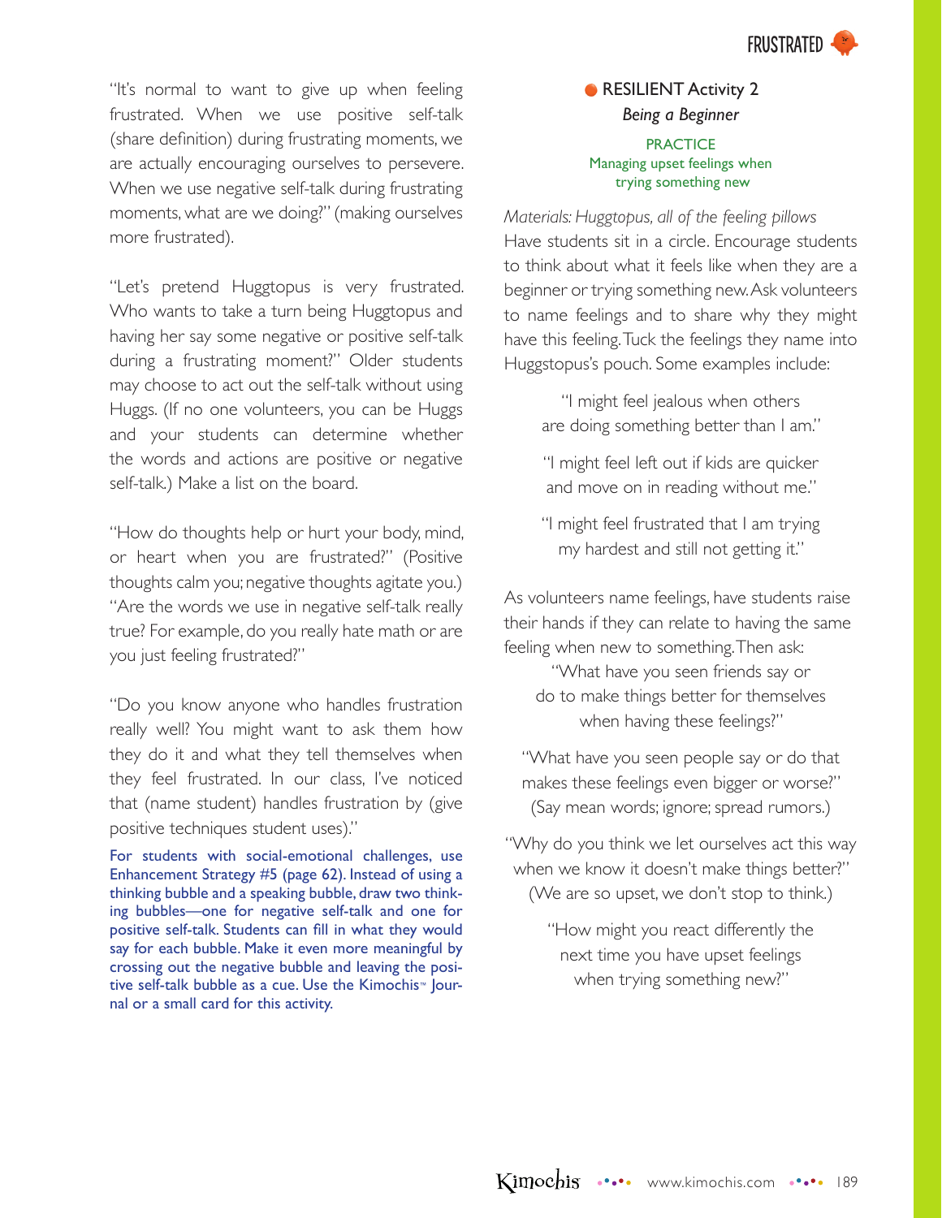"It's normal to want to give up when feeling frustrated. When we use positive self-talk (share definition) during frustrating moments, we are actually encouraging ourselves to persevere. When we use negative self-talk during frustrating moments, what are we doing?" (making ourselves more frustrated).

"Let's pretend Huggtopus is very frustrated. Who wants to take a turn being Huggtopus and having her say some negative or positive self-talk during a frustrating moment?" Older students may choose to act out the self-talk without using Huggs. (If no one volunteers, you can be Huggs and your students can determine whether the words and actions are positive or negative self-talk.) Make a list on the board.

"How do thoughts help or hurt your body, mind, or heart when you are frustrated?" (Positive thoughts calm you; negative thoughts agitate you.) "Are the words we use in negative self-talk really true? For example, do you really hate math or are you just feeling frustrated?"

"Do you know anyone who handles frustration really well? You might want to ask them how they do it and what they tell themselves when they feel frustrated. In our class, I've noticed that (name student) handles frustration by (give positive techniques student uses)."

For students with social-emotional challenges, use Enhancement Strategy #5 (page 62). Instead of using a thinking bubble and a speaking bubble, draw two thinking bubbles—one for negative self-talk and one for positive self-talk. Students can fill in what they would say for each bubble. Make it even more meaningful by crossing out the negative bubble and leaving the positive self-talk bubble as a cue. Use the Kimochis™ Journal or a small card for this activity.

## RESILIENT Activity 2

*Being a Beginner*

PRACTICE
Managing upset feelings when trying something new

*Materials: Huggtopus, all of the feeling pillows*

Have students sit in a circle. Encourage students to think about what it feels like when they are a beginner or trying something new. Ask volunteers to name feelings and to share why they might have this feeling. Tuck the feelings they name into Huggstopus's pouch. Some examples include:

"I might feel jealous when others are doing something better than I am."

"I might feel left out if kids are quicker and move on in reading without me."

"I might feel frustrated that I am trying my hardest and still not getting it."

As volunteers name feelings, have students raise their hands if they can relate to having the same feeling when new to something. Then ask:

"What have you seen friends say or do to make things better for themselves when having these feelings?"

"What have you seen people say or do that makes these feelings even bigger or worse?" (Say mean words; ignore; spread rumors.)

"Why do you think we let ourselves act this way when we know it doesn't make things better?" (We are so upset, we don't stop to think.)

"How might you react differently the next time you have upset feelings when trying something new?"